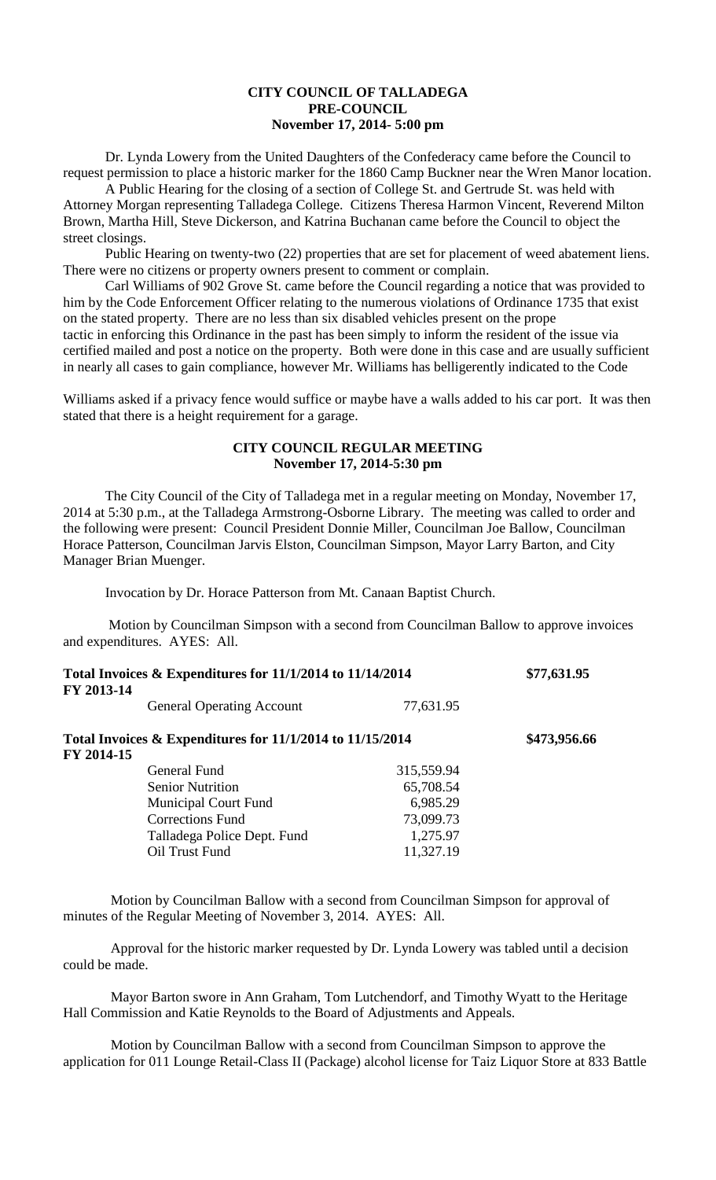# CITY COUNCIL OF TALLADEGA
## PRE-COUNCIL
### November 17, 2014- 5:00 pm

Dr. Lynda Lowery from the United Daughters of the Confederacy came before the Council to request permission to place a historic marker for the 1860 Camp Buckner near the Wren Manor location.

A Public Hearing for the closing of a section of College St. and Gertrude St. was held with Attorney Morgan representing Talladega College. Citizens Theresa Harmon Vincent, Reverend Milton Brown, Martha Hill, Steve Dickerson, and Katrina Buchanan came before the Council to object the street closings.

Public Hearing on twenty-two (22) properties that are set for placement of weed abatement liens. There were no citizens or property owners present to comment or complain.

Carl Williams of 902 Grove St. came before the Council regarding a notice that was provided to him by the Code Enforcement Officer relating to the numerous violations of Ordinance 1735 that exist on the stated property. There are no less than six disabled vehicles present on the prope tactic in enforcing this Ordinance in the past has been simply to inform the resident of the issue via certified mailed and post a notice on the property. Both were done in this case and are usually sufficient in nearly all cases to gain compliance, however Mr. Williams has belligerently indicated to the Code

Williams asked if a privacy fence would suffice or maybe have a walls added to his car port. It was then stated that there is a height requirement for a garage.

# CITY COUNCIL REGULAR MEETING
### November 17, 2014-5:30 pm

The City Council of the City of Talladega met in a regular meeting on Monday, November 17, 2014 at 5:30 p.m., at the Talladega Armstrong-Osborne Library. The meeting was called to order and the following were present: Council President Donnie Miller, Councilman Joe Ballow, Councilman Horace Patterson, Councilman Jarvis Elston, Councilman Simpson, Mayor Larry Barton, and City Manager Brian Muenger.

Invocation by Dr. Horace Patterson from Mt. Canaan Baptist Church.

Motion by Councilman Simpson with a second from Councilman Ballow to approve invoices and expenditures. AYES: All.

| **Total Invoices & Expenditures for 11/1/2014 to 11/14/2014** | | **\$77,631.95** |
|---|---|---|
| **FY 2013-14** | | |
| General Operating Account | 77,631.95 | |
| **Total Invoices & Expenditures for 11/1/2014 to 11/15/2014** | | **\$473,956.66** |
| **FY 2014-15** | | |
| General Fund | 315,559.94 | |
| Senior Nutrition | 65,708.54 | |
| Municipal Court Fund | 6,985.29 | |
| Corrections Fund | 73,099.73 | |
| Talladega Police Dept. Fund | 1,275.97 | |
| Oil Trust Fund | 11,327.19 | |

Motion by Councilman Ballow with a second from Councilman Simpson for approval of minutes of the Regular Meeting of November 3, 2014. AYES: All.

Approval for the historic marker requested by Dr. Lynda Lowery was tabled until a decision could be made.

Mayor Barton swore in Ann Graham, Tom Lutchendorf, and Timothy Wyatt to the Heritage Hall Commission and Katie Reynolds to the Board of Adjustments and Appeals.

Motion by Councilman Ballow with a second from Councilman Simpson to approve the application for 011 Lounge Retail-Class II (Package) alcohol license for Taiz Liquor Store at 833 Battle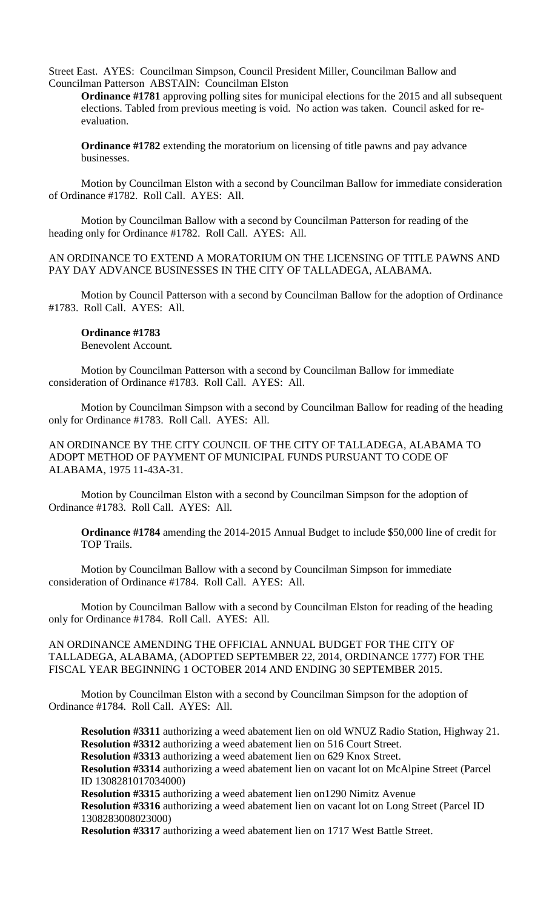Street East. AYES: Councilman Simpson, Council President Miller, Councilman Ballow and Councilman Patterson ABSTAIN: Councilman Elston

**Ordinance #1781** approving polling sites for municipal elections for the 2015 and all subsequent elections. Tabled from previous meeting is void. No action was taken. Council asked for re-evaluation.

**Ordinance #1782** extending the moratorium on licensing of title pawns and pay advance businesses.

Motion by Councilman Elston with a second by Councilman Ballow for immediate consideration of Ordinance #1782. Roll Call. AYES: All.

Motion by Councilman Ballow with a second by Councilman Patterson for reading of the heading only for Ordinance #1782. Roll Call. AYES: All.

AN ORDINANCE TO EXTEND A MORATORIUM ON THE LICENSING OF TITLE PAWNS AND PAY DAY ADVANCE BUSINESSES IN THE CITY OF TALLADEGA, ALABAMA.

Motion by Council Patterson with a second by Councilman Ballow for the adoption of Ordinance #1783. Roll Call. AYES: All.

**Ordinance #1783**
Benevolent Account.

Motion by Councilman Patterson with a second by Councilman Ballow for immediate consideration of Ordinance #1783. Roll Call. AYES: All.

Motion by Councilman Simpson with a second by Councilman Ballow for reading of the heading only for Ordinance #1783. Roll Call. AYES: All.

AN ORDINANCE BY THE CITY COUNCIL OF THE CITY OF TALLADEGA, ALABAMA TO ADOPT METHOD OF PAYMENT OF MUNICIPAL FUNDS PURSUANT TO CODE OF ALABAMA, 1975 11-43A-31.

Motion by Councilman Elston with a second by Councilman Simpson for the adoption of Ordinance #1783. Roll Call. AYES: All.

**Ordinance #1784** amending the 2014-2015 Annual Budget to include $50,000 line of credit for TOP Trails.

Motion by Councilman Ballow with a second by Councilman Simpson for immediate consideration of Ordinance #1784. Roll Call. AYES: All.

Motion by Councilman Ballow with a second by Councilman Elston for reading of the heading only for Ordinance #1784. Roll Call. AYES: All.

AN ORDINANCE AMENDING THE OFFICIAL ANNUAL BUDGET FOR THE CITY OF TALLADEGA, ALABAMA, (ADOPTED SEPTEMBER 22, 2014, ORDINANCE 1777) FOR THE FISCAL YEAR BEGINNING 1 OCTOBER 2014 AND ENDING 30 SEPTEMBER 2015.

Motion by Councilman Elston with a second by Councilman Simpson for the adoption of Ordinance #1784. Roll Call. AYES: All.

**Resolution #3311** authorizing a weed abatement lien on old WNUZ Radio Station, Highway 21.
**Resolution #3312** authorizing a weed abatement lien on 516 Court Street.
**Resolution #3313** authorizing a weed abatement lien on 629 Knox Street.
**Resolution #3314** authorizing a weed abatement lien on vacant lot on McAlpine Street (Parcel ID 1308281017034000)
**Resolution #3315** authorizing a weed abatement lien on1290 Nimitz Avenue
**Resolution #3316** authorizing a weed abatement lien on vacant lot on Long Street (Parcel ID 1308283008023000)
**Resolution #3317** authorizing a weed abatement lien on 1717 West Battle Street.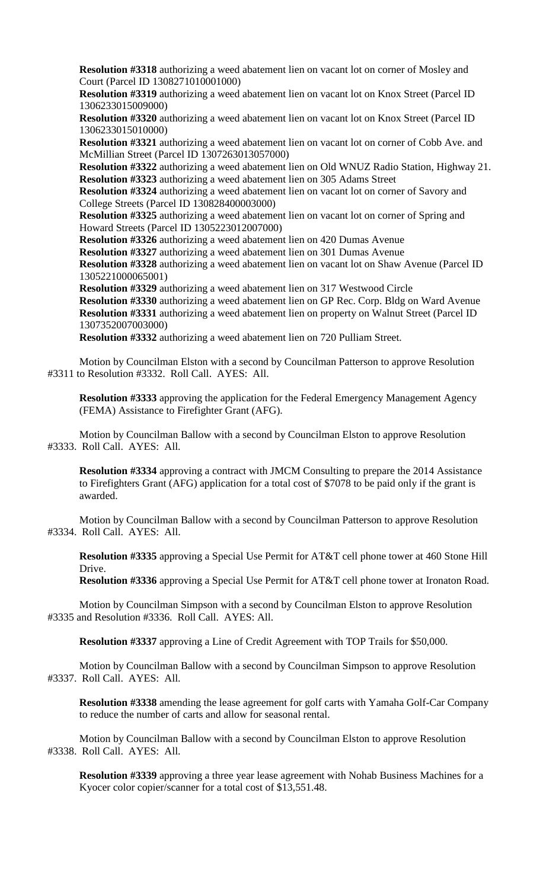**Resolution #3318** authorizing a weed abatement lien on vacant lot on corner of Mosley and Court (Parcel ID 1308271010001000)

**Resolution #3319** authorizing a weed abatement lien on vacant lot on Knox Street (Parcel ID 1306233015009000)

**Resolution #3320** authorizing a weed abatement lien on vacant lot on Knox Street (Parcel ID 1306233015010000)

**Resolution #3321** authorizing a weed abatement lien on vacant lot on corner of Cobb Ave. and McMillian Street (Parcel ID 1307263013057000)

**Resolution #3322** authorizing a weed abatement lien on Old WNUZ Radio Station, Highway 21.

**Resolution #3323** authorizing a weed abatement lien on 305 Adams Street

**Resolution #3324** authorizing a weed abatement lien on vacant lot on corner of Savory and College Streets (Parcel ID 130828400003000)

**Resolution #3325** authorizing a weed abatement lien on vacant lot on corner of Spring and Howard Streets (Parcel ID 1305223012007000)

**Resolution #3326** authorizing a weed abatement lien on 420 Dumas Avenue

**Resolution #3327** authorizing a weed abatement lien on 301 Dumas Avenue

**Resolution #3328** authorizing a weed abatement lien on vacant lot on Shaw Avenue (Parcel ID 1305221000065001)

**Resolution #3329** authorizing a weed abatement lien on 317 Westwood Circle

**Resolution #3330** authorizing a weed abatement lien on GP Rec. Corp. Bldg on Ward Avenue

**Resolution #3331** authorizing a weed abatement lien on property on Walnut Street (Parcel ID 1307352007003000)

**Resolution #3332** authorizing a weed abatement lien on 720 Pulliam Street.

Motion by Councilman Elston with a second by Councilman Patterson to approve Resolution #3311 to Resolution #3332. Roll Call. AYES: All.

**Resolution #3333** approving the application for the Federal Emergency Management Agency (FEMA) Assistance to Firefighter Grant (AFG).

Motion by Councilman Ballow with a second by Councilman Elston to approve Resolution #3333. Roll Call. AYES: All.

**Resolution #3334** approving a contract with JMCM Consulting to prepare the 2014 Assistance to Firefighters Grant (AFG) application for a total cost of $7078 to be paid only if the grant is awarded.

Motion by Councilman Ballow with a second by Councilman Patterson to approve Resolution #3334. Roll Call. AYES: All.

**Resolution #3335** approving a Special Use Permit for AT&T cell phone tower at 460 Stone Hill Drive.

**Resolution #3336** approving a Special Use Permit for AT&T cell phone tower at Ironaton Road.

Motion by Councilman Simpson with a second by Councilman Elston to approve Resolution #3335 and Resolution #3336. Roll Call. AYES: All.

**Resolution #3337** approving a Line of Credit Agreement with TOP Trails for $50,000.

Motion by Councilman Ballow with a second by Councilman Simpson to approve Resolution #3337. Roll Call. AYES: All.

**Resolution #3338** amending the lease agreement for golf carts with Yamaha Golf-Car Company to reduce the number of carts and allow for seasonal rental.

Motion by Councilman Ballow with a second by Councilman Elston to approve Resolution #3338. Roll Call. AYES: All.

**Resolution #3339** approving a three year lease agreement with Nohab Business Machines for a Kyocer color copier/scanner for a total cost of $13,551.48.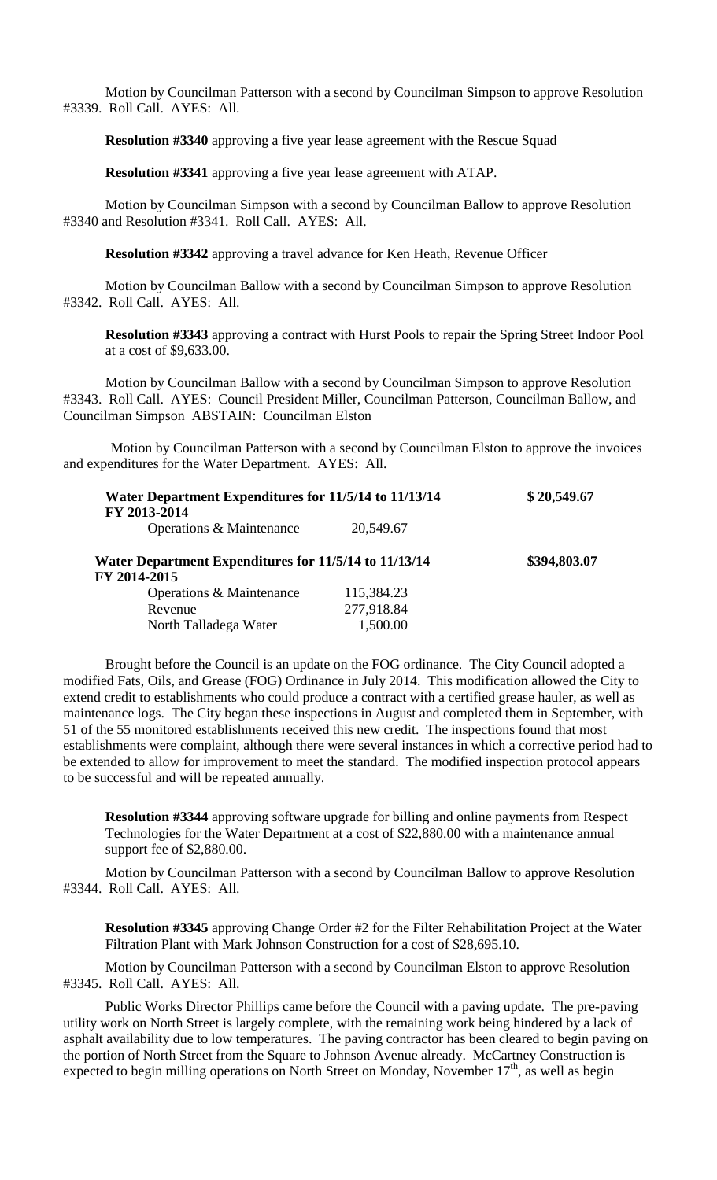Motion by Councilman Patterson with a second by Councilman Simpson to approve Resolution #3339. Roll Call. AYES: All.

**Resolution #3340** approving a five year lease agreement with the Rescue Squad

**Resolution #3341** approving a five year lease agreement with ATAP.

Motion by Councilman Simpson with a second by Councilman Ballow to approve Resolution #3340 and Resolution #3341. Roll Call. AYES: All.

**Resolution #3342** approving a travel advance for Ken Heath, Revenue Officer

Motion by Councilman Ballow with a second by Councilman Simpson to approve Resolution #3342. Roll Call. AYES: All.

**Resolution #3343** approving a contract with Hurst Pools to repair the Spring Street Indoor Pool at a cost of $9,633.00.

Motion by Councilman Ballow with a second by Councilman Simpson to approve Resolution #3343. Roll Call. AYES: Council President Miller, Councilman Patterson, Councilman Ballow, and Councilman Simpson ABSTAIN: Councilman Elston

Motion by Councilman Patterson with a second by Councilman Elston to approve the invoices and expenditures for the Water Department. AYES: All.

| | | |
|---|---|---|
| **Water Department Expenditures for 11/5/14 to 11/13/14 FY 2013-2014** | | **$ 20,549.67** |
| Operations & Maintenance | 20,549.67 | |
| **Water Department Expenditures for 11/5/14 to 11/13/14 FY 2014-2015** | | **$394,803.07** |
| Operations & Maintenance | 115,384.23 | |
| Revenue | 277,918.84 | |
| North Talladega Water | 1,500.00 | |

Brought before the Council is an update on the FOG ordinance. The City Council adopted a modified Fats, Oils, and Grease (FOG) Ordinance in July 2014. This modification allowed the City to extend credit to establishments who could produce a contract with a certified grease hauler, as well as maintenance logs. The City began these inspections in August and completed them in September, with 51 of the 55 monitored establishments received this new credit. The inspections found that most establishments were complaint, although there were several instances in which a corrective period had to be extended to allow for improvement to meet the standard. The modified inspection protocol appears to be successful and will be repeated annually.

**Resolution #3344** approving software upgrade for billing and online payments from Respect Technologies for the Water Department at a cost of $22,880.00 with a maintenance annual support fee of $2,880.00.

Motion by Councilman Patterson with a second by Councilman Ballow to approve Resolution #3344. Roll Call. AYES: All.

**Resolution #3345** approving Change Order #2 for the Filter Rehabilitation Project at the Water Filtration Plant with Mark Johnson Construction for a cost of $28,695.10.

Motion by Councilman Patterson with a second by Councilman Elston to approve Resolution #3345. Roll Call. AYES: All.

Public Works Director Phillips came before the Council with a paving update. The pre-paving utility work on North Street is largely complete, with the remaining work being hindered by a lack of asphalt availability due to low temperatures. The paving contractor has been cleared to begin paving on the portion of North Street from the Square to Johnson Avenue already. McCartney Construction is expected to begin milling operations on North Street on Monday, November 17th, as well as begin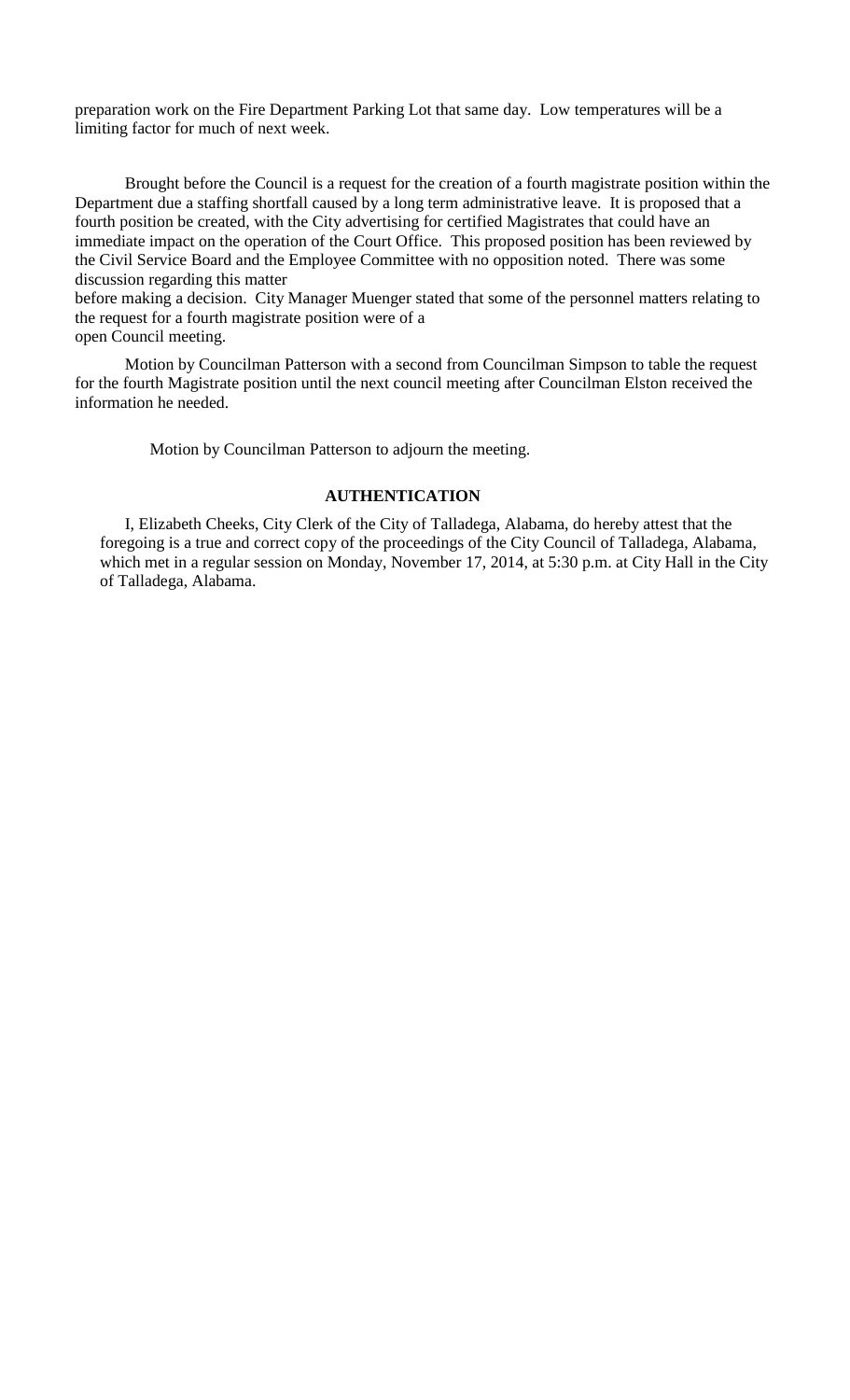preparation work on the Fire Department Parking Lot that same day. Low temperatures will be a limiting factor for much of next week.

Brought before the Council is a request for the creation of a fourth magistrate position within the Department due a staffing shortfall caused by a long term administrative leave. It is proposed that a fourth position be created, with the City advertising for certified Magistrates that could have an immediate impact on the operation of the Court Office. This proposed position has been reviewed by the Civil Service Board and the Employee Committee with no opposition noted. There was some discussion regarding this matter

before making a decision. City Manager Muenger stated that some of the personnel matters relating to the request for a fourth magistrate position were of a

open Council meeting.

Motion by Councilman Patterson with a second from Councilman Simpson to table the request for the fourth Magistrate position until the next council meeting after Councilman Elston received the information he needed.

Motion by Councilman Patterson to adjourn the meeting.

**AUTHENTICATION**

I, Elizabeth Cheeks, City Clerk of the City of Talladega, Alabama, do hereby attest that the foregoing is a true and correct copy of the proceedings of the City Council of Talladega, Alabama, which met in a regular session on Monday, November 17, 2014, at 5:30 p.m. at City Hall in the City of Talladega, Alabama.